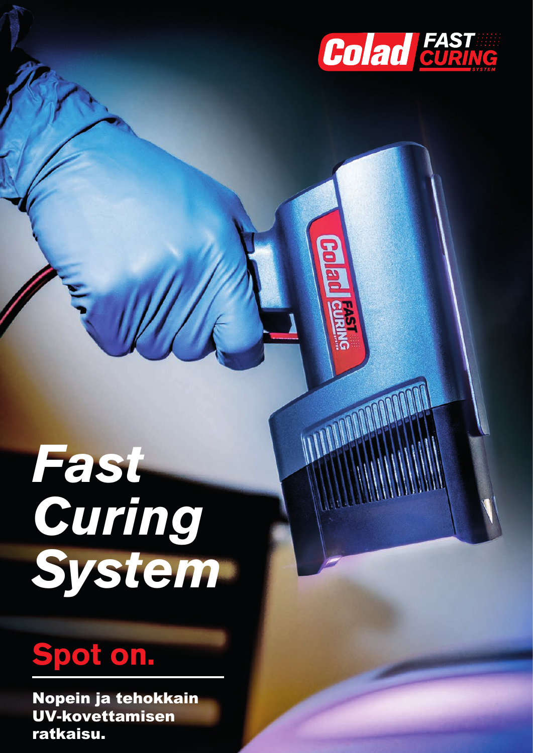# Fast Curing System

## Spot on.

**Nopein ja tehokkain UV-kovettamisen ratkaisu.**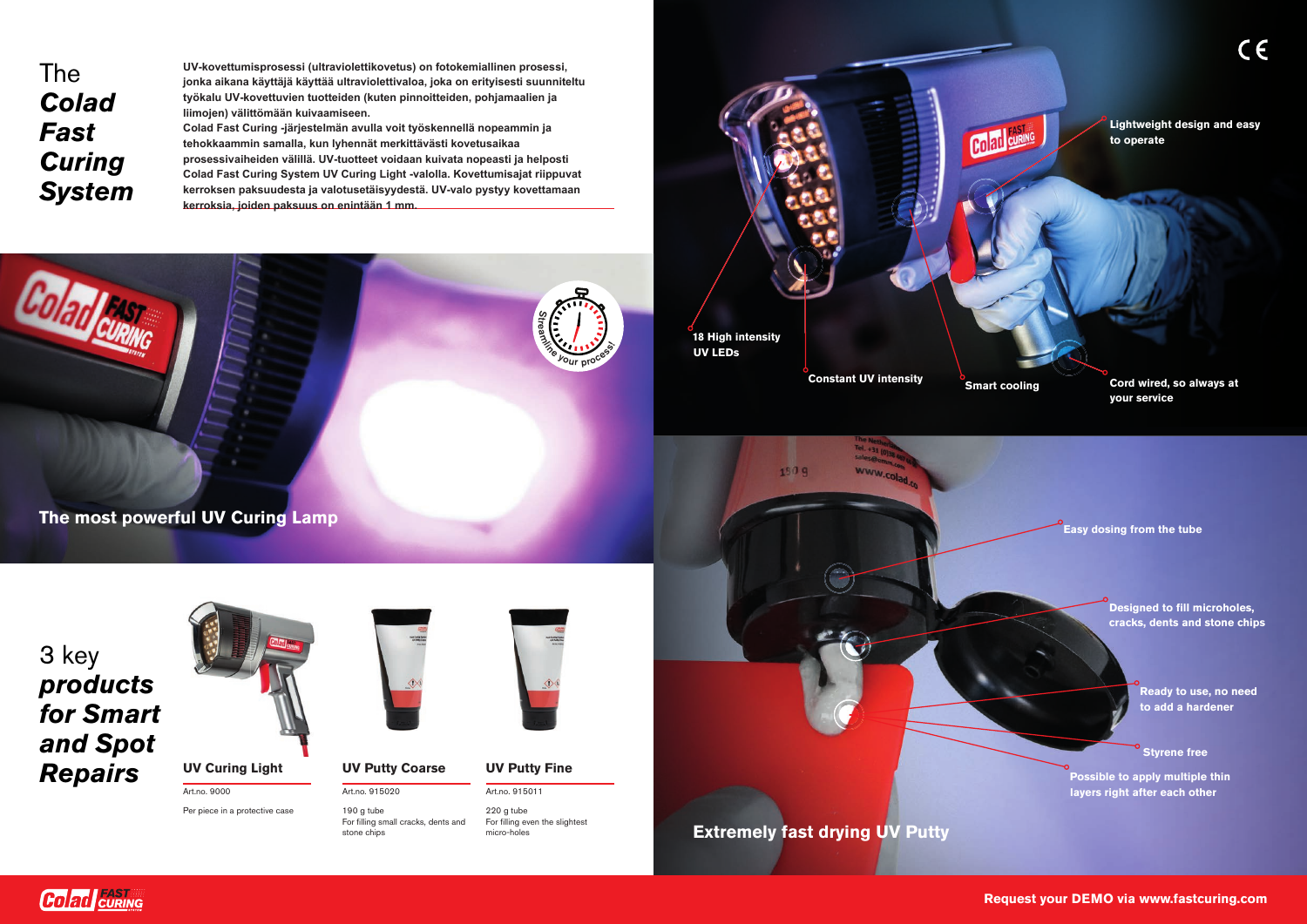# The *Colad Fast Curing System*

**UV-kovettumisprosessi (ultraviolettikovetus) on fotokemiallinen prosessi, jonka aikana käyttäjä käyttää ultraviolettivaloa, joka on erityisesti suunniteltu työkalu UV-kovettuvien tuotteiden (kuten pinnoitteiden, pohjamaalien ja liimojen) välittömään kuivaamiseen.**
**Colad Fast Curing -järjestelmän avulla voit työskennellä nopeammin ja tehokkaammin samalla, kun lyhennät merkittävästi kovetusaikaa prosessivaiheiden välillä. UV-tuotteet voidaan kuivata nopeasti ja helposti Colad Fast Curing System UV Curing Light -valolla. Kovettumisajat riippuvat kerroksen paksuudesta ja valotusetäisyydestä. UV-valo pystyy kovettamaan kerroksia, joiden paksuus on enintään 1 mm.**

Streamline your process!

**The most powerful UV Curing Lamp**

- **18 High intensity UV LEDs**
- **Constant UV intensity**
- **Smart cooling**
- **Cord wired, so always at your service**
- **Lightweight design and easy to operate**

## 3 key *products for Smart and Spot Repairs*

**UV Curing Light**
Art.no. 9000
Per piece in a protective case

**UV Putty Coarse**
Art.no. 915020
190 g tube
For filling small cracks, dents and stone chips

**UV Putty Fine**
Art.no. 915011
220 g tube
For filling even the slightest micro-holes

**Extremely fast drying UV Putty**

- **Easy dosing from the tube**
- **Designed to fill microholes, cracks, dents and stone chips**
- **Ready to use, no need to add a hardener**
- **Styrene free**
- **Possible to apply multiple thin layers right after each other**

**Request your DEMO via www.fastcuring.com**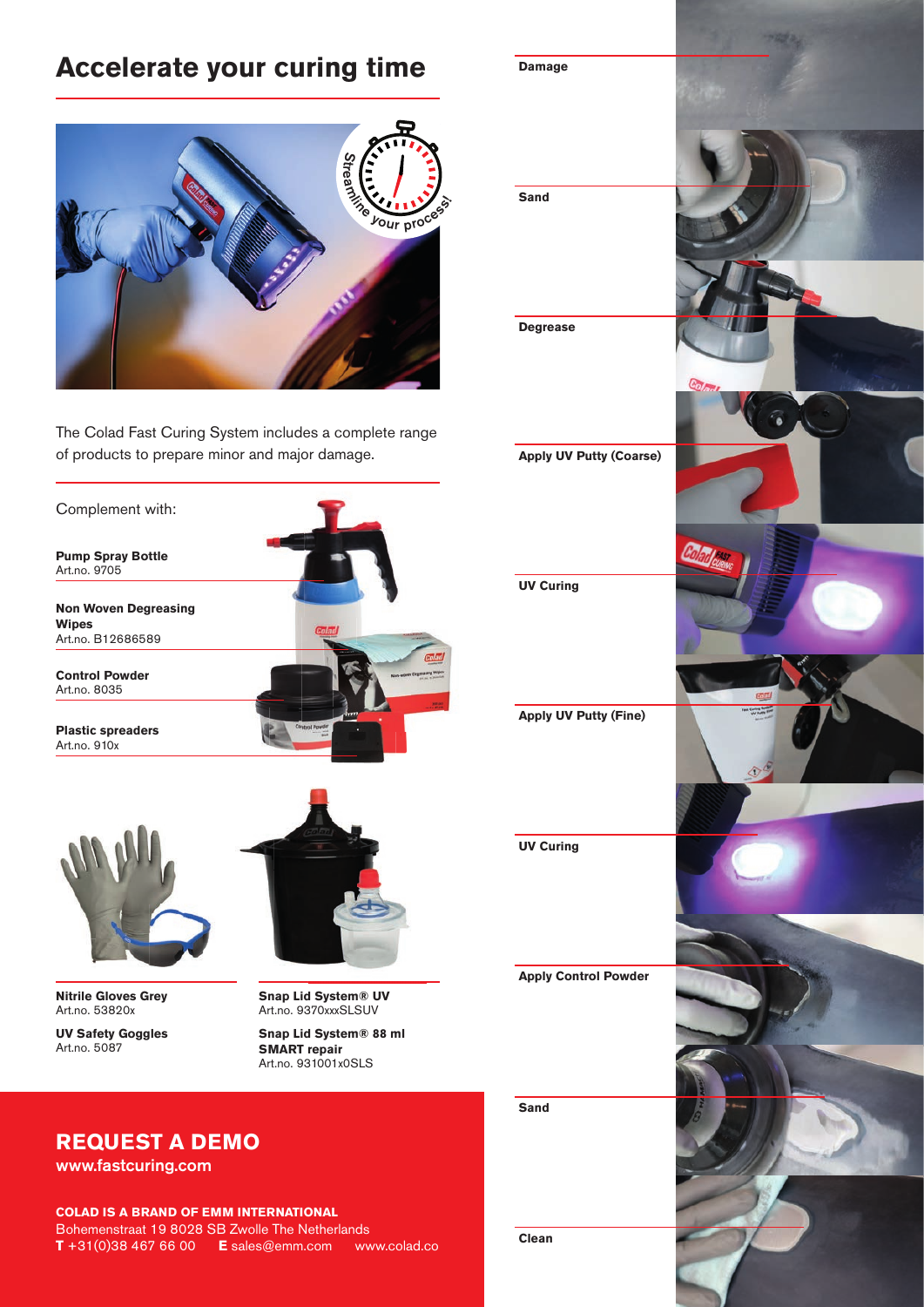# Accelerate your curing time

Streamline your process!

The Colad Fast Curing System includes a complete range of products to prepare minor and major damage.

Complement with:

**Pump Spray Bottle**
Art.no. 9705

**Non Woven Degreasing Wipes**
Art.no. B12686589

**Control Powder**
Art.no. 8035

**Plastic spreaders**
Art.no. 910x

**Nitrile Gloves Grey**
Art.no. 53820x

**UV Safety Goggles**
Art.no. 5087

**Snap Lid System® UV**
Art.no. 9370xxxSLSUV

**Snap Lid System® 88 ml SMART repair**
Art.no. 931001x0SLS

## REQUEST A DEMO

**www.fastcuring.com**

**COLAD IS A BRAND OF EMM INTERNATIONAL**
Bohemenstraat 19 8028 SB Zwolle The Netherlands
**T** +31(0)38 467 66 00 **E** sales@emm.com www.colad.co

**Damage**

**Sand**

**Degrease**

**Apply UV Putty (Coarse)**

**UV Curing**

**Apply UV Putty (Fine)**

**UV Curing**

**Apply Control Powder**

**Sand**

**Clean**